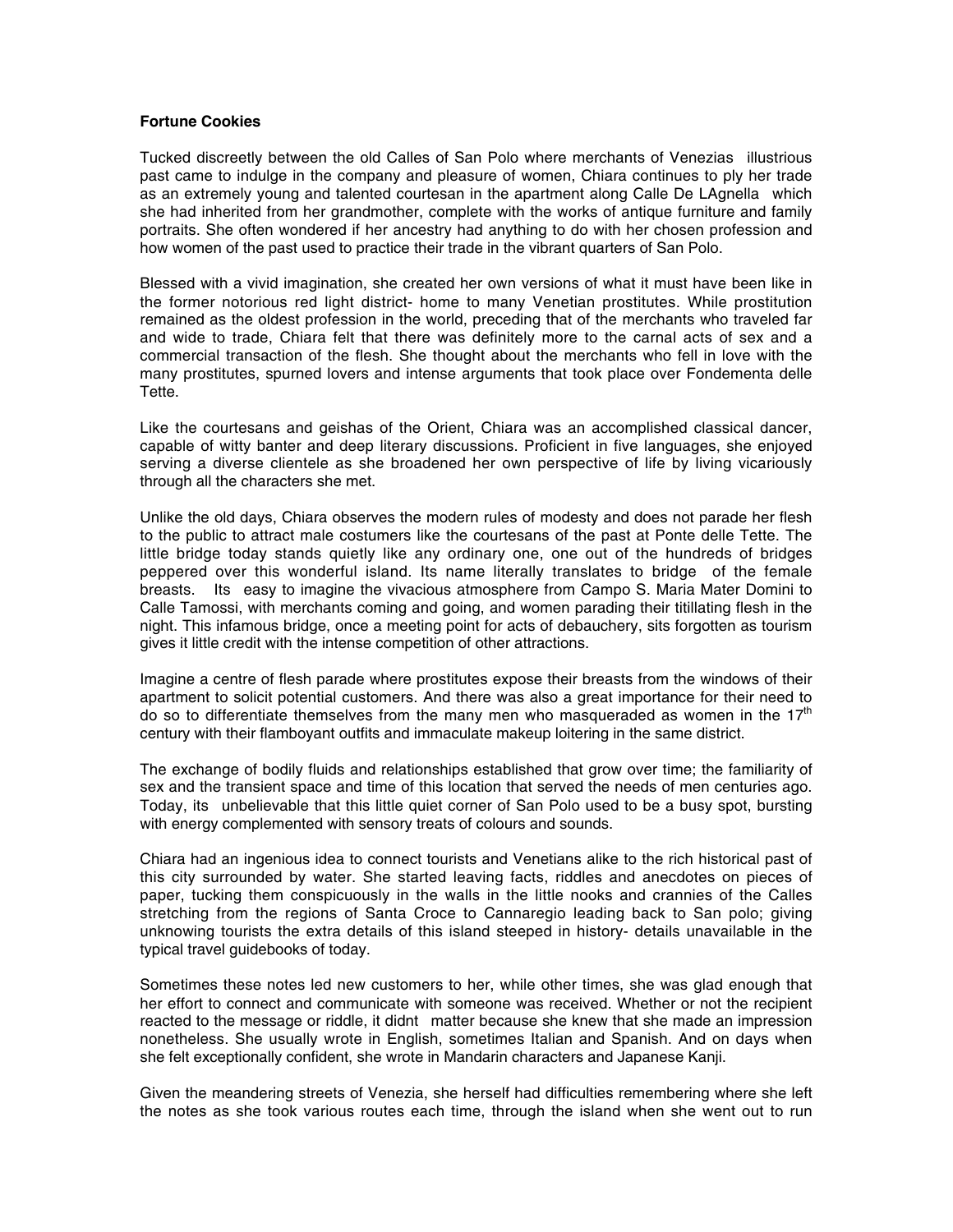**Fortune Cookies**

Tucked discreetly between the old Calles of San Polo where merchants of Venezias illustrious past came to indulge in the company and pleasure of women, Chiara continues to ply her trade as an extremely young and talented courtesan in the apartment along Calle De LAgnella which she had inherited from her grandmother, complete with the works of antique furniture and family portraits. She often wondered if her ancestry had anything to do with her chosen profession and how women of the past used to practice their trade in the vibrant quarters of San Polo.

Blessed with a vivid imagination, she created her own versions of what it must have been like in the former notorious red light district- home to many Venetian prostitutes. While prostitution remained as the oldest profession in the world, preceding that of the merchants who traveled far and wide to trade, Chiara felt that there was definitely more to the carnal acts of sex and a commercial transaction of the flesh. She thought about the merchants who fell in love with the many prostitutes, spurned lovers and intense arguments that took place over Fondementa delle Tette.

Like the courtesans and geishas of the Orient, Chiara was an accomplished classical dancer, capable of witty banter and deep literary discussions. Proficient in five languages, she enjoyed serving a diverse clientele as she broadened her own perspective of life by living vicariously through all the characters she met.

Unlike the old days, Chiara observes the modern rules of modesty and does not parade her flesh to the public to attract male costumers like the courtesans of the past at Ponte delle Tette. The little bridge today stands quietly like any ordinary one, one out of the hundreds of bridges peppered over this wonderful island. Its name literally translates to bridge of the female breasts. Its easy to imagine the vivacious atmosphere from Campo S. Maria Mater Domini to Calle Tamossi, with merchants coming and going, and women parading their titillating flesh in the night. This infamous bridge, once a meeting point for acts of debauchery, sits forgotten as tourism gives it little credit with the intense competition of other attractions.

Imagine a centre of flesh parade where prostitutes expose their breasts from the windows of their apartment to solicit potential customers. And there was also a great importance for their need to do so to differentiate themselves from the many men who masqueraded as women in the 17th century with their flamboyant outfits and immaculate makeup loitering in the same district.

The exchange of bodily fluids and relationships established that grow over time; the familiarity of sex and the transient space and time of this location that served the needs of men centuries ago. Today, its unbelievable that this little quiet corner of San Polo used to be a busy spot, bursting with energy complemented with sensory treats of colours and sounds.

Chiara had an ingenious idea to connect tourists and Venetians alike to the rich historical past of this city surrounded by water. She started leaving facts, riddles and anecdotes on pieces of paper, tucking them conspicuously in the walls in the little nooks and crannies of the Calles stretching from the regions of Santa Croce to Cannaregio leading back to San polo; giving unknowing tourists the extra details of this island steeped in history- details unavailable in the typical travel guidebooks of today.

Sometimes these notes led new customers to her, while other times, she was glad enough that her effort to connect and communicate with someone was received. Whether or not the recipient reacted to the message or riddle, it didnt matter because she knew that she made an impression nonetheless. She usually wrote in English, sometimes Italian and Spanish. And on days when she felt exceptionally confident, she wrote in Mandarin characters and Japanese Kanji.

Given the meandering streets of Venezia, she herself had difficulties remembering where she left the notes as she took various routes each time, through the island when she went out to run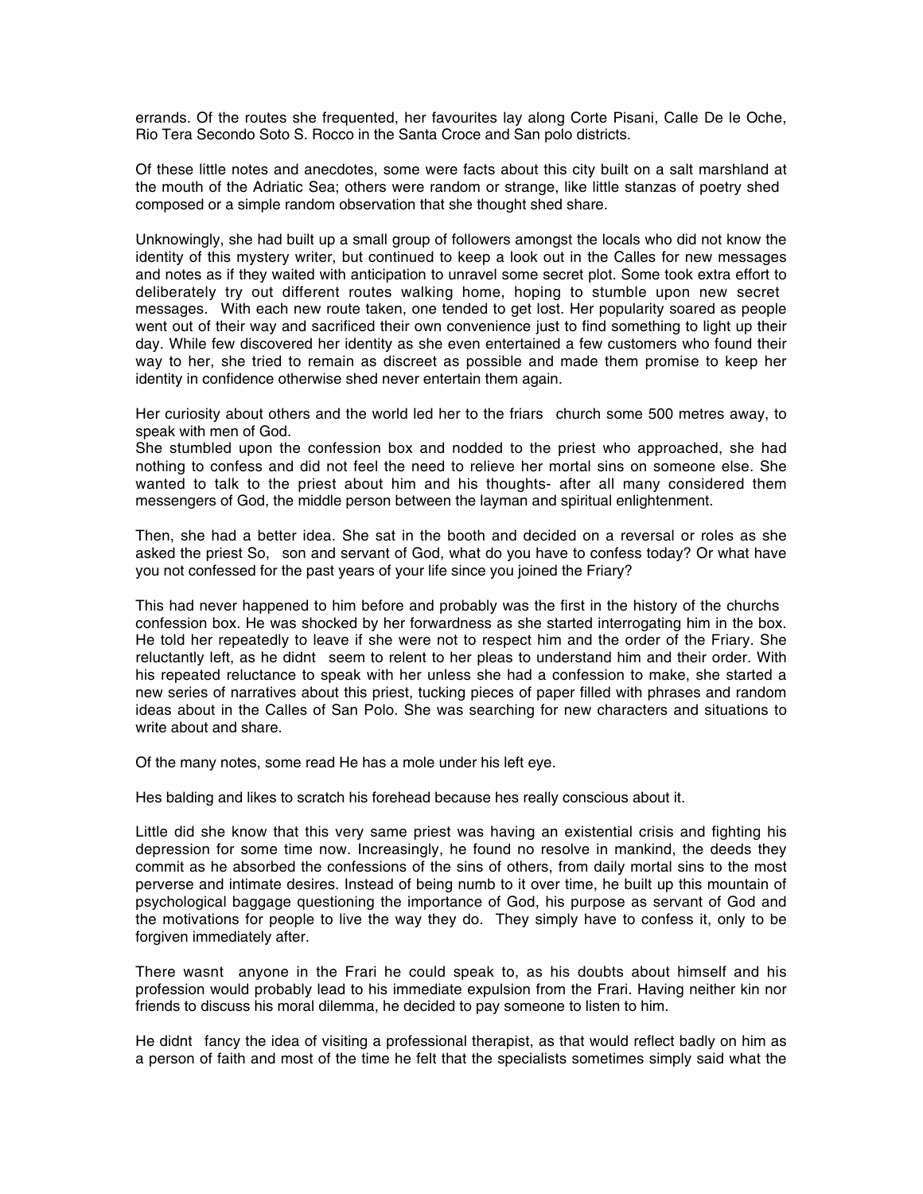errands. Of the routes she frequented, her favourites lay along Corte Pisani, Calle De le Oche, Rio Tera Secondo Soto S. Rocco in the Santa Croce and San polo districts.

Of these little notes and anecdotes, some were facts about this city built on a salt marshland at the mouth of the Adriatic Sea; others were random or strange, like little stanzas of poetry shed composed or a simple random observation that she thought shed share.

Unknowingly, she had built up a small group of followers amongst the locals who did not know the identity of this mystery writer, but continued to keep a look out in the Calles for new messages and notes as if they waited with anticipation to unravel some secret plot. Some took extra effort to deliberately try out different routes walking home, hoping to stumble upon new secret messages. With each new route taken, one tended to get lost. Her popularity soared as people went out of their way and sacrificed their own convenience just to find something to light up their day. While few discovered her identity as she even entertained a few customers who found their way to her, she tried to remain as discreet as possible and made them promise to keep her identity in confidence otherwise shed never entertain them again.

Her curiosity about others and the world led her to the friars church some 500 metres away, to speak with men of God.
She stumbled upon the confession box and nodded to the priest who approached, she had nothing to confess and did not feel the need to relieve her mortal sins on someone else. She wanted to talk to the priest about him and his thoughts- after all many considered them messengers of God, the middle person between the layman and spiritual enlightenment.

Then, she had a better idea. She sat in the booth and decided on a reversal or roles as she asked the priest So, son and servant of God, what do you have to confess today? Or what have you not confessed for the past years of your life since you joined the Friary?

This had never happened to him before and probably was the first in the history of the churchs confession box. He was shocked by her forwardness as she started interrogating him in the box. He told her repeatedly to leave if she were not to respect him and the order of the Friary. She reluctantly left, as he didnt seem to relent to her pleas to understand him and their order. With his repeated reluctance to speak with her unless she had a confession to make, she started a new series of narratives about this priest, tucking pieces of paper filled with phrases and random ideas about in the Calles of San Polo. She was searching for new characters and situations to write about and share.

Of the many notes, some read He has a mole under his left eye.

Hes balding and likes to scratch his forehead because hes really conscious about it.

Little did she know that this very same priest was having an existential crisis and fighting his depression for some time now. Increasingly, he found no resolve in mankind, the deeds they commit as he absorbed the confessions of the sins of others, from daily mortal sins to the most perverse and intimate desires. Instead of being numb to it over time, he built up this mountain of psychological baggage questioning the importance of God, his purpose as servant of God and the motivations for people to live the way they do. They simply have to confess it, only to be forgiven immediately after.

There wasnt anyone in the Frari he could speak to, as his doubts about himself and his profession would probably lead to his immediate expulsion from the Frari. Having neither kin nor friends to discuss his moral dilemma, he decided to pay someone to listen to him.

He didnt fancy the idea of visiting a professional therapist, as that would reflect badly on him as a person of faith and most of the time he felt that the specialists sometimes simply said what the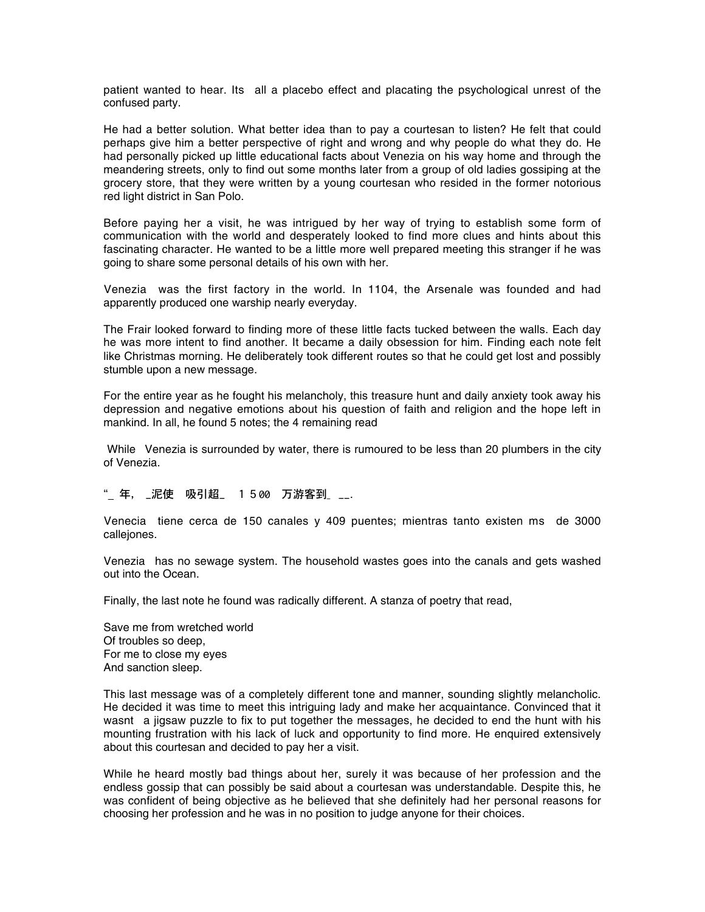patient wanted to hear. Its  all a placebo effect and placating the psychological unrest of the confused party.

He had a better solution. What better idea than to pay a courtesan to listen? He felt that could perhaps give him a better perspective of right and wrong and why people do what they do. He had personally picked up little educational facts about Venezia on his way home and through the meandering streets, only to find out some months later from a group of old ladies gossiping at the grocery store, that they were written by a young courtesan who resided in the former notorious red light district in San Polo.

Before paying her a visit, he was intrigued by her way of trying to establish some form of communication with the world and desperately looked to find more clues and hints about this fascinating character. He wanted to be a little more well prepared meeting this stranger if he was going to share some personal details of his own with her.

Venezia  was the first factory in the world. In 1104, the Arsenale was founded and had apparently produced one warship nearly everyday.

The Frair looked forward to finding more of these little facts tucked between the walls. Each day he was more intent to find another. It became a daily obsession for him. Finding each note felt like Christmas morning. He deliberately took different routes so that he could get lost and possibly stumble upon a new message.

For the entire year as he fought his melancholy, this treasure hunt and daily anxiety took away his depression and negative emotions about his question of faith and religion and the hope left in mankind. In all, he found 5 notes; the 4 remaining read

While  Venezia is surrounded by water, there is rumoured to be less than 20 plumbers in the city of Venezia.

"_ 年, _泥使  吸引超_  1 5 00  万游客到_ __.

Venecia  tiene cerca de 150 canales y 409 puentes; mientras tanto existen ms  de 3000 callejones.

Venezia  has no sewage system. The household wastes goes into the canals and gets washed out into the Ocean.

Finally, the last note he found was radically different. A stanza of poetry that read,

Save me from wretched world  
Of troubles so deep,  
For me to close my eyes  
And sanction sleep.

This last message was of a completely different tone and manner, sounding slightly melancholic. He decided it was time to meet this intriguing lady and make her acquaintance. Convinced that it wasnt  a jigsaw puzzle to fix to put together the messages, he decided to end the hunt with his mounting frustration with his lack of luck and opportunity to find more. He enquired extensively about this courtesan and decided to pay her a visit.

While he heard mostly bad things about her, surely it was because of her profession and the endless gossip that can possibly be said about a courtesan was understandable. Despite this, he was confident of being objective as he believed that she definitely had her personal reasons for choosing her profession and he was in no position to judge anyone for their choices.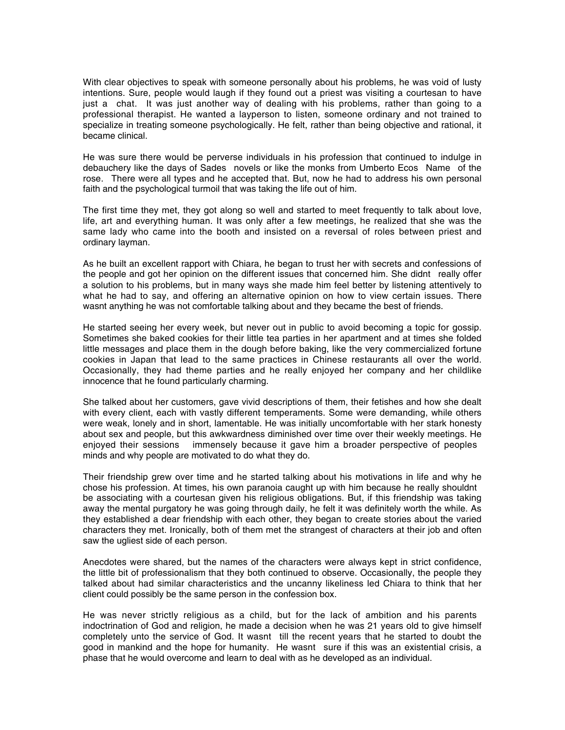With clear objectives to speak with someone personally about his problems, he was void of lusty intentions. Sure, people would laugh if they found out a priest was visiting a courtesan to have just a chat. It was just another way of dealing with his problems, rather than going to a professional therapist. He wanted a layperson to listen, someone ordinary and not trained to specialize in treating someone psychologically. He felt, rather than being objective and rational, it became clinical.

He was sure there would be perverse individuals in his profession that continued to indulge in debauchery like the days of Sades novels or like the monks from Umberto Ecos Name of the rose. There were all types and he accepted that. But, now he had to address his own personal faith and the psychological turmoil that was taking the life out of him.

The first time they met, they got along so well and started to meet frequently to talk about love, life, art and everything human. It was only after a few meetings, he realized that she was the same lady who came into the booth and insisted on a reversal of roles between priest and ordinary layman.

As he built an excellent rapport with Chiara, he began to trust her with secrets and confessions of the people and got her opinion on the different issues that concerned him. She didnt really offer a solution to his problems, but in many ways she made him feel better by listening attentively to what he had to say, and offering an alternative opinion on how to view certain issues. There wasnt anything he was not comfortable talking about and they became the best of friends.

He started seeing her every week, but never out in public to avoid becoming a topic for gossip. Sometimes she baked cookies for their little tea parties in her apartment and at times she folded little messages and place them in the dough before baking, like the very commercialized fortune cookies in Japan that lead to the same practices in Chinese restaurants all over the world. Occasionally, they had theme parties and he really enjoyed her company and her childlike innocence that he found particularly charming.

She talked about her customers, gave vivid descriptions of them, their fetishes and how she dealt with every client, each with vastly different temperaments. Some were demanding, while others were weak, lonely and in short, lamentable. He was initially uncomfortable with her stark honesty about sex and people, but this awkwardness diminished over time over their weekly meetings. He enjoyed their sessions immensely because it gave him a broader perspective of peoples minds and why people are motivated to do what they do.

Their friendship grew over time and he started talking about his motivations in life and why he chose his profession. At times, his own paranoia caught up with him because he really shouldnt be associating with a courtesan given his religious obligations. But, if this friendship was taking away the mental purgatory he was going through daily, he felt it was definitely worth the while. As they established a dear friendship with each other, they began to create stories about the varied characters they met. Ironically, both of them met the strangest of characters at their job and often saw the ugliest side of each person.

Anecdotes were shared, but the names of the characters were always kept in strict confidence, the little bit of professionalism that they both continued to observe. Occasionally, the people they talked about had similar characteristics and the uncanny likeliness led Chiara to think that her client could possibly be the same person in the confession box.

He was never strictly religious as a child, but for the lack of ambition and his parents indoctrination of God and religion, he made a decision when he was 21 years old to give himself completely unto the service of God. It wasnt till the recent years that he started to doubt the good in mankind and the hope for humanity. He wasnt sure if this was an existential crisis, a phase that he would overcome and learn to deal with as he developed as an individual.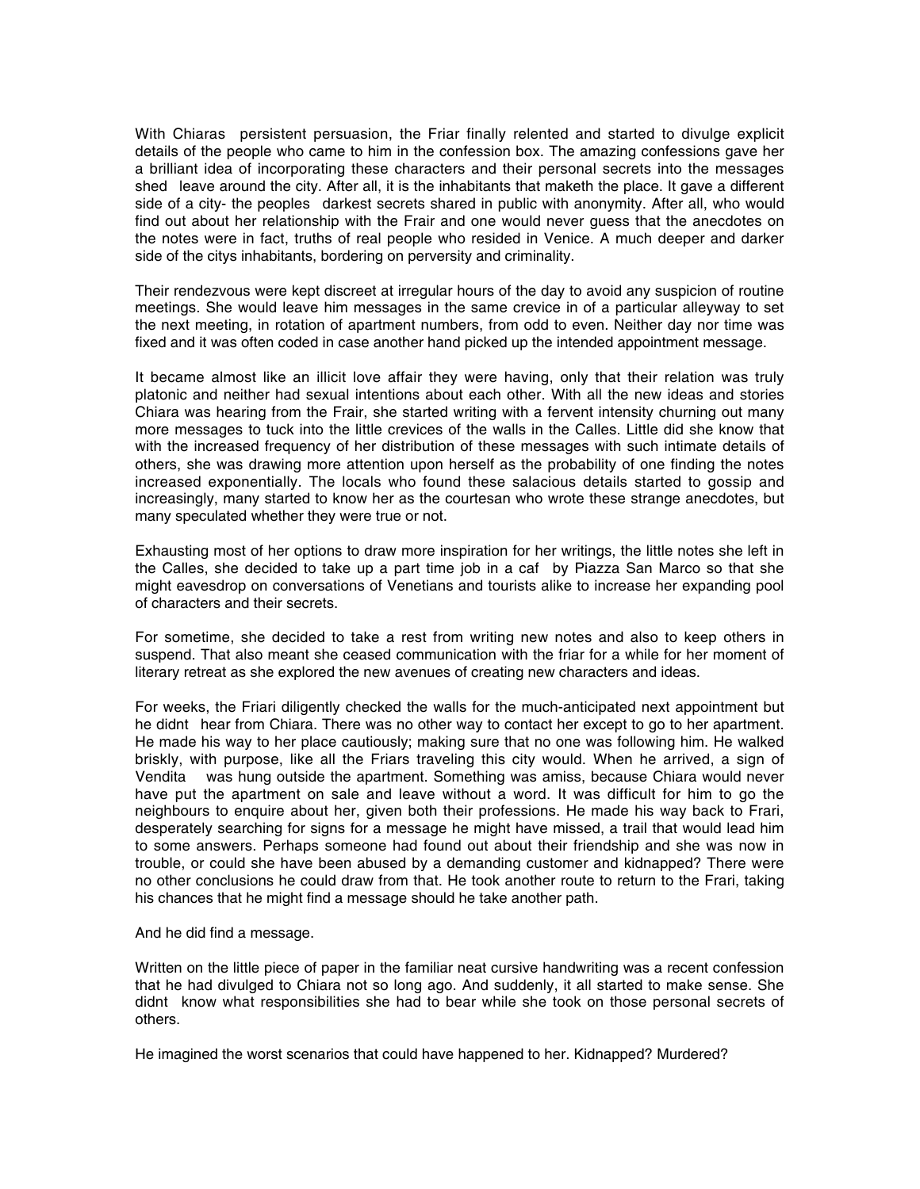With Chiaras  persistent persuasion, the Friar finally relented and started to divulge explicit details of the people who came to him in the confession box. The amazing confessions gave her a brilliant idea of incorporating these characters and their personal secrets into the messages shed  leave around the city. After all, it is the inhabitants that maketh the place. It gave a different side of a city- the peoples  darkest secrets shared in public with anonymity. After all, who would find out about her relationship with the Frair and one would never guess that the anecdotes on the notes were in fact, truths of real people who resided in Venice. A much deeper and darker side of the citys inhabitants, bordering on perversity and criminality.

Their rendezvous were kept discreet at irregular hours of the day to avoid any suspicion of routine meetings. She would leave him messages in the same crevice in of a particular alleyway to set the next meeting, in rotation of apartment numbers, from odd to even. Neither day nor time was fixed and it was often coded in case another hand picked up the intended appointment message.

It became almost like an illicit love affair they were having, only that their relation was truly platonic and neither had sexual intentions about each other. With all the new ideas and stories Chiara was hearing from the Frair, she started writing with a fervent intensity churning out many more messages to tuck into the little crevices of the walls in the Calles. Little did she know that with the increased frequency of her distribution of these messages with such intimate details of others, she was drawing more attention upon herself as the probability of one finding the notes increased exponentially. The locals who found these salacious details started to gossip and increasingly, many started to know her as the courtesan who wrote these strange anecdotes, but many speculated whether they were true or not.

Exhausting most of her options to draw more inspiration for her writings, the little notes she left in the Calles, she decided to take up a part time job in a caf  by Piazza San Marco so that she might eavesdrop on conversations of Venetians and tourists alike to increase her expanding pool of characters and their secrets.

For sometime, she decided to take a rest from writing new notes and also to keep others in suspend. That also meant she ceased communication with the friar for a while for her moment of literary retreat as she explored the new avenues of creating new characters and ideas.

For weeks, the Friari diligently checked the walls for the much-anticipated next appointment but he didnt  hear from Chiara. There was no other way to contact her except to go to her apartment. He made his way to her place cautiously; making sure that no one was following him. He walked briskly, with purpose, like all the Friars traveling this city would. When he arrived, a sign of Vendita   was hung outside the apartment. Something was amiss, because Chiara would never have put the apartment on sale and leave without a word. It was difficult for him to go the neighbours to enquire about her, given both their professions. He made his way back to Frari, desperately searching for signs for a message he might have missed, a trail that would lead him to some answers. Perhaps someone had found out about their friendship and she was now in trouble, or could she have been abused by a demanding customer and kidnapped? There were no other conclusions he could draw from that. He took another route to return to the Frari, taking his chances that he might find a message should he take another path.

And he did find a message.

Written on the little piece of paper in the familiar neat cursive handwriting was a recent confession that he had divulged to Chiara not so long ago. And suddenly, it all started to make sense. She didnt  know what responsibilities she had to bear while she took on those personal secrets of others.

He imagined the worst scenarios that could have happened to her. Kidnapped? Murdered?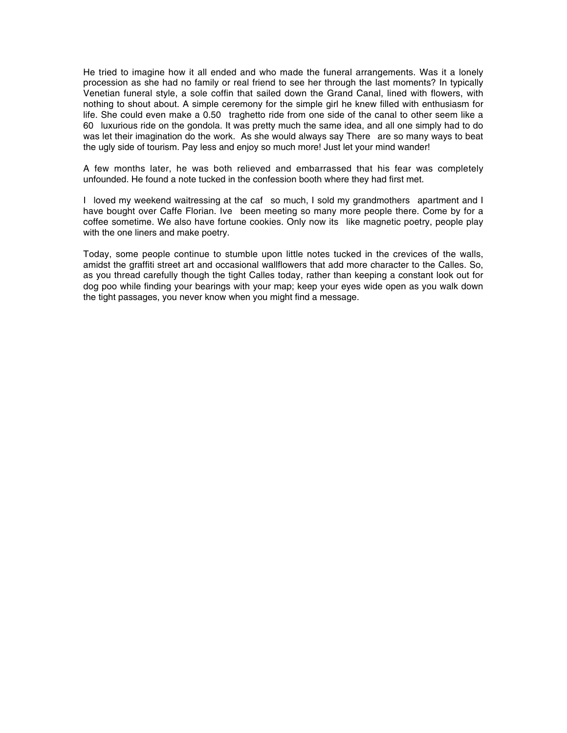He tried to imagine how it all ended and who made the funeral arrangements. Was it a lonely procession as she had no family or real friend to see her through the last moments? In typically Venetian funeral style, a sole coffin that sailed down the Grand Canal, lined with flowers, with nothing to shout about. A simple ceremony for the simple girl he knew filled with enthusiasm for life. She could even make a 0.50 traghetto ride from one side of the canal to other seem like a 60 luxurious ride on the gondola. It was pretty much the same idea, and all one simply had to do was let their imagination do the work. As she would always say There are so many ways to beat the ugly side of tourism. Pay less and enjoy so much more! Just let your mind wander!

A few months later, he was both relieved and embarrassed that his fear was completely unfounded. He found a note tucked in the confession booth where they had first met.

I loved my weekend waitressing at the caf so much, I sold my grandmothers apartment and I have bought over Caffe Florian. Ive been meeting so many more people there. Come by for a coffee sometime. We also have fortune cookies. Only now its like magnetic poetry, people play with the one liners and make poetry.

Today, some people continue to stumble upon little notes tucked in the crevices of the walls, amidst the graffiti street art and occasional wallflowers that add more character to the Calles. So, as you thread carefully though the tight Calles today, rather than keeping a constant look out for dog poo while finding your bearings with your map; keep your eyes wide open as you walk down the tight passages, you never know when you might find a message.